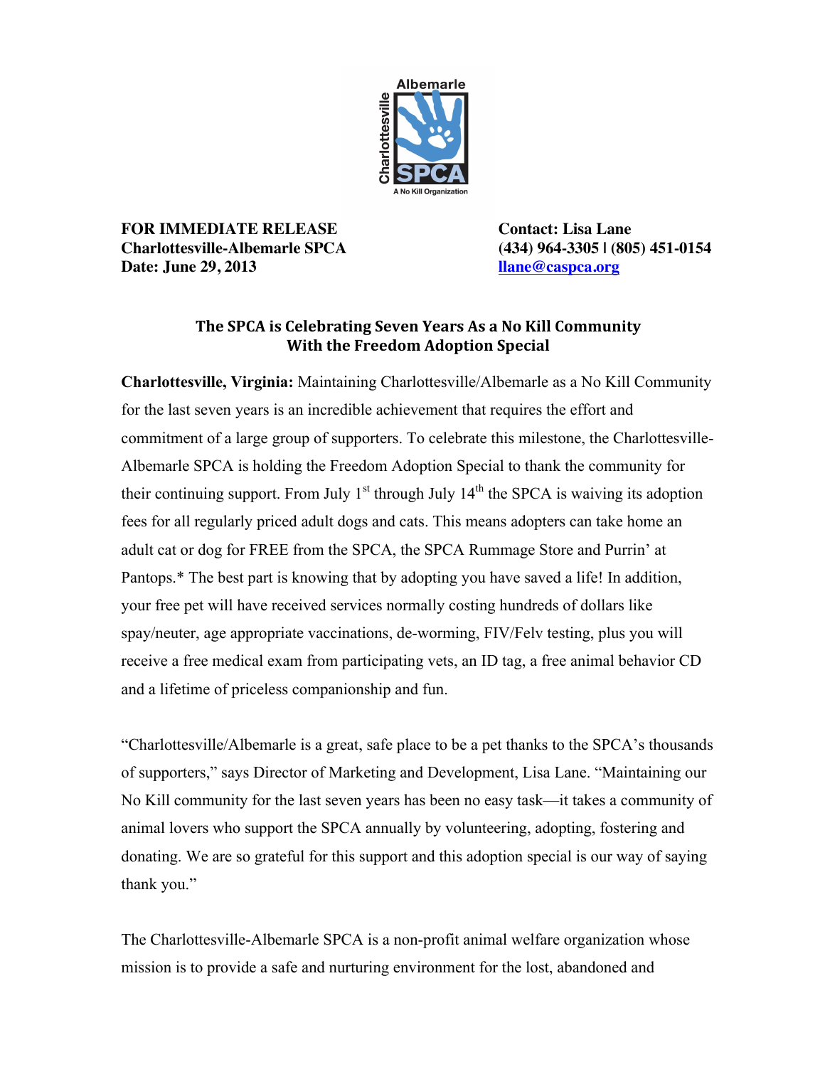**FOR IMMEDIATE RELEASE**
**Charlottesville-Albemarle SPCA**
**Date: June 29, 2013**

**Contact: Lisa Lane**
**(434) 964-3305 | (805) 451-0154**
**[llane@caspca.org](mailto:llane@caspca.org)**

## The SPCA is Celebrating Seven Years As a No Kill Community With the Freedom Adoption Special

**Charlottesville, Virginia:** Maintaining Charlottesville/Albemarle as a No Kill Community for the last seven years is an incredible achievement that requires the effort and commitment of a large group of supporters. To celebrate this milestone, the Charlottesville-Albemarle SPCA is holding the Freedom Adoption Special to thank the community for their continuing support. From July 1st through July 14th the SPCA is waiving its adoption fees for all regularly priced adult dogs and cats. This means adopters can take home an adult cat or dog for FREE from the SPCA, the SPCA Rummage Store and Purrin' at Pantops.* The best part is knowing that by adopting you have saved a life! In addition, your free pet will have received services normally costing hundreds of dollars like spay/neuter, age appropriate vaccinations, de-worming, FIV/Felv testing, plus you will receive a free medical exam from participating vets, an ID tag, a free animal behavior CD and a lifetime of priceless companionship and fun.

"Charlottesville/Albemarle is a great, safe place to be a pet thanks to the SPCA's thousands of supporters," says Director of Marketing and Development, Lisa Lane. "Maintaining our No Kill community for the last seven years has been no easy task—it takes a community of animal lovers who support the SPCA annually by volunteering, adopting, fostering and donating. We are so grateful for this support and this adoption special is our way of saying thank you."

The Charlottesville-Albemarle SPCA is a non-profit animal welfare organization whose mission is to provide a safe and nurturing environment for the lost, abandoned and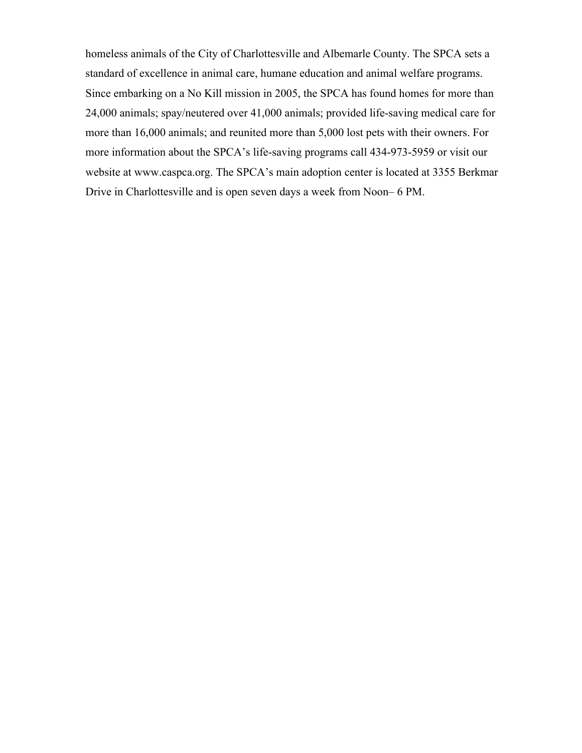homeless animals of the City of Charlottesville and Albemarle County. The SPCA sets a standard of excellence in animal care, humane education and animal welfare programs. Since embarking on a No Kill mission in 2005, the SPCA has found homes for more than 24,000 animals; spay/neutered over 41,000 animals; provided life-saving medical care for more than 16,000 animals; and reunited more than 5,000 lost pets with their owners. For more information about the SPCA's life-saving programs call 434-973-5959 or visit our website at www.caspca.org. The SPCA's main adoption center is located at 3355 Berkmar Drive in Charlottesville and is open seven days a week from Noon– 6 PM.